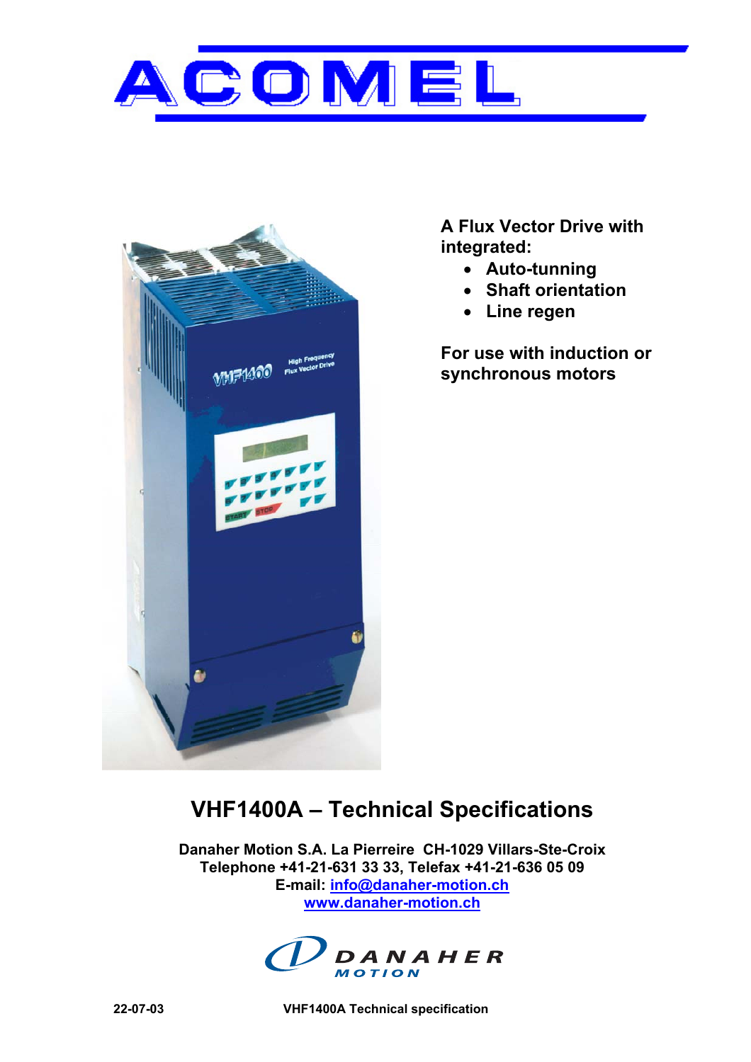# ACOMEL

**A Flux Vector Drive with integrated:**

- **Auto-tunning**
- **Shaft orientation**
- **Line regen**

**For use with induction or synchronous motors**

# VHF1400A – Technical Specifications

**Danaher Motion S.A. La Pierreire CH-1029 Villars-Ste-Croix**
**Telephone +41-21-631 33 33, Telefax +41-21-636 05 09**
**E-mail: info@danaher-motion.ch**
**www.danaher-motion.ch**

DANAHER MOTION

22-07-03 VHF1400A Technical specification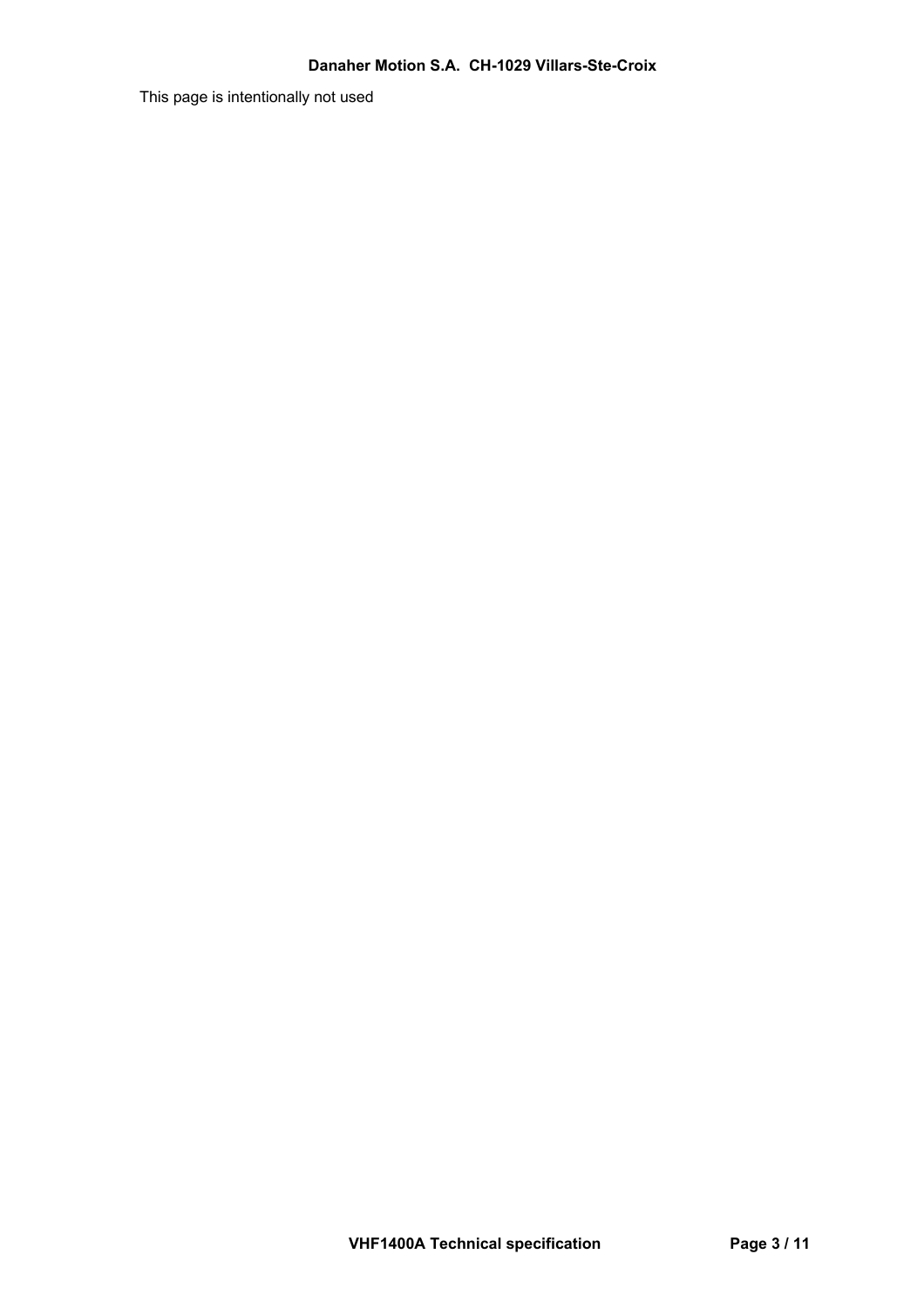This page is intentionally not used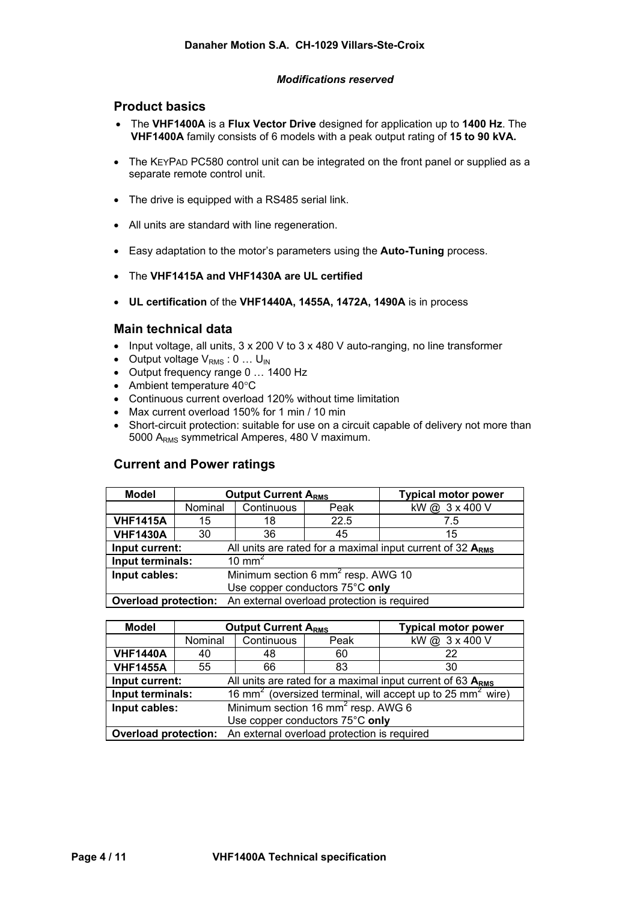## Product basics

- The **VHF1400A** is a **Flux Vector Drive** designed for application up to **1400 Hz**. The **VHF1400A** family consists of 6 models with a peak output rating of **15 to 90 kVA.**
- The KEYPAD PC580 control unit can be integrated on the front panel or supplied as a separate remote control unit.
- The drive is equipped with a RS485 serial link.
- All units are standard with line regeneration.
- Easy adaptation to the motor's parameters using the **Auto-Tuning** process.
- The **VHF1415A and VHF1430A are UL certified**
- **UL certification** of the **VHF1440A, 1455A, 1472A, 1490A** is in process

## Main technical data

- Input voltage, all units, 3 x 200 V to 3 x 480 V auto-ranging, no line transformer
- Output voltage $V_{RMS}$ : 0 … $U_{IN}$
- Output frequency range 0 … 1400 Hz
- Ambient temperature 40°C
- Continuous current overload 120% without time limitation
- Max current overload 150% for 1 min / 10 min
- Short-circuit protection: suitable for use on a circuit capable of delivery not more than 5000 $A_{RMS}$ symmetrical Amperes, 480 V maximum.

## Current and Power ratings

| Model | Output Current $A_{RMS}$ | | | Typical motor power |
|---|---|---|---|---|
| | Nominal | Continuous | Peak | kW @ 3 x 400 V |
| **VHF1415A** | 15 | 18 | 22.5 | 7.5 |
| **VHF1430A** | 30 | 36 | 45 | 15 |
| **Input current:** | All units are rated for a maximal input current of 32 $\mathbf{A_{RMS}}$ | | | |
| **Input terminals:** | 10 $mm^2$ | | | |
| **Input cables:** | Minimum section 6 $mm^2$ resp. AWG 10<br>Use copper conductors 75°C **only** | | | |
| **Overload protection:** | An external overload protection is required | | | |

| Model | Output Current $A_{RMS}$ | | | Typical motor power |
|---|---|---|---|---|
| | Nominal | Continuous | Peak | kW @ 3 x 400 V |
| **VHF1440A** | 40 | 48 | 60 | 22 |
| **VHF1455A** | 55 | 66 | 83 | 30 |
| **Input current:** | All units are rated for a maximal input current of 63 $\mathbf{A_{RMS}}$ | | | |
| **Input terminals:** | 16 $mm^2$ (oversized terminal, will accept up to 25 $mm^2$ wire) | | | |
| **Input cables:** | Minimum section 16 $mm^2$ resp. AWG 6<br>Use copper conductors 75°C **only** | | | |
| **Overload protection:** | An external overload protection is required | | | |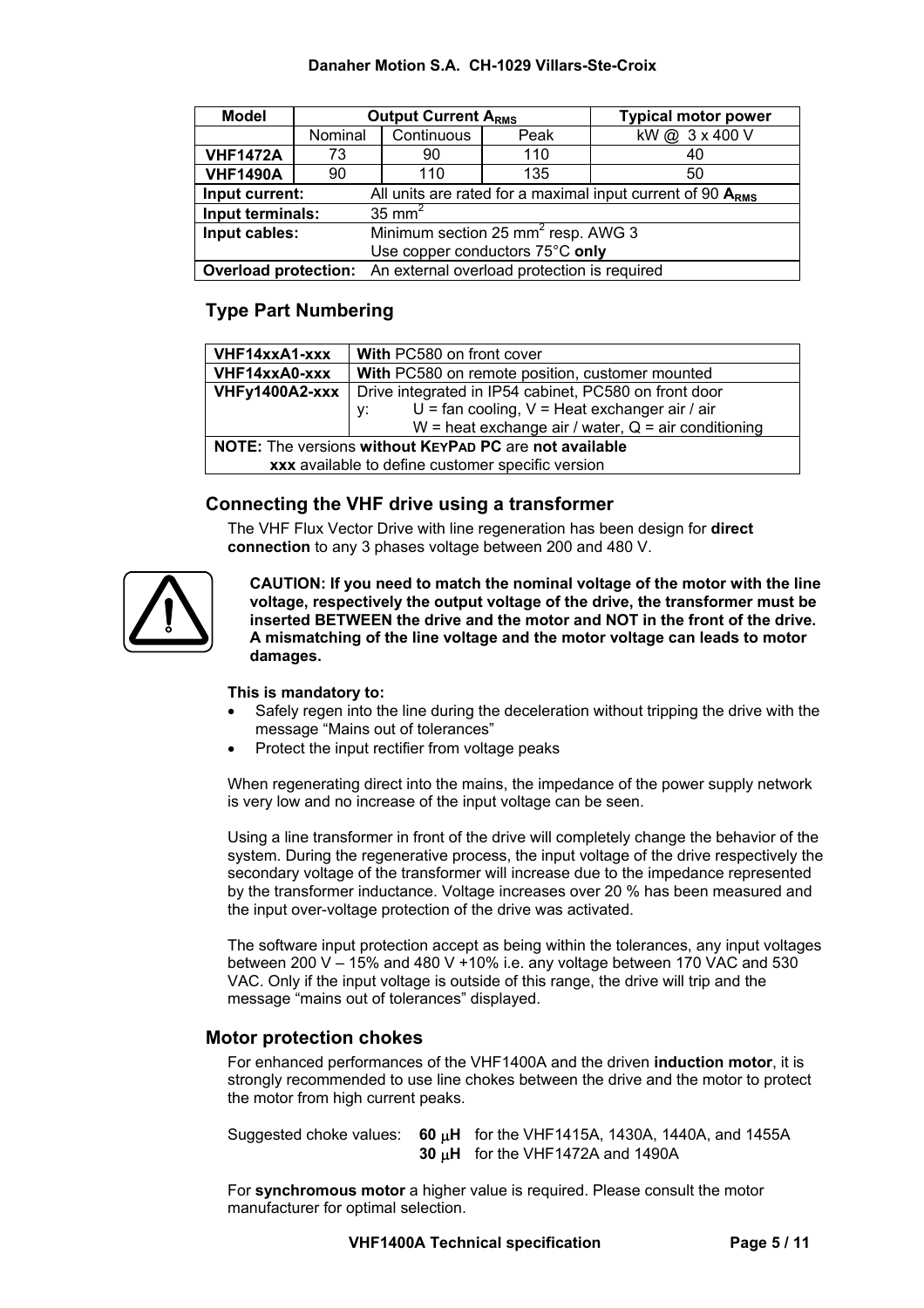| Model | Output Current $A_{RMS}$ | | | Typical motor power |
|---|---|---|---|---|
| | Nominal | Continuous | Peak | kW @ 3 x 400 V |
| **VHF1472A** | 73 | 90 | 110 | 40 |
| **VHF1490A** | 90 | 110 | 135 | 50 |
| **Input current:** | All units are rated for a maximal input current of 90 $\mathbf{A_{RMS}}$ | | | |
| **Input terminals:** | 35 $mm^2$ | | | |
| **Input cables:** | Minimum section 25 $mm^2$ resp. AWG 3<br>Use copper conductors 75°C **only** | | | |
| **Overload protection:** | An external overload protection is required | | | |

## Type Part Numbering

| | |
|---|---|
| **VHF14xxA1-xxx** | **With** PC580 on front cover |
| **VHF14xxA0-xxx** | **With** PC580 on remote position, customer mounted |
| **VHFy1400A2-xxx** | Drive integrated in IP54 cabinet, PC580 on front door<br>y: U = fan cooling, V = Heat exchanger air / air<br>W = heat exchange air / water, Q = air conditioning |
| **NOTE:** The versions **without KEYPAD PC** are **not available**<br>**xxx** available to define customer specific version | |

## Connecting the VHF drive using a transformer

The VHF Flux Vector Drive with line regeneration has been design for **direct connection** to any 3 phases voltage between 200 and 480 V.

**CAUTION: If you need to match the nominal voltage of the motor with the line voltage, respectively the output voltage of the drive, the transformer must be inserted BETWEEN the drive and the motor and NOT in the front of the drive. A mismatching of the line voltage and the motor voltage can leads to motor damages.**

**This is mandatory to:**

- Safely regen into the line during the deceleration without tripping the drive with the message "Mains out of tolerances"
- Protect the input rectifier from voltage peaks

When regenerating direct into the mains, the impedance of the power supply network is very low and no increase of the input voltage can be seen.

Using a line transformer in front of the drive will completely change the behavior of the system. During the regenerative process, the input voltage of the drive respectively the secondary voltage of the transformer will increase due to the impedance represented by the transformer inductance. Voltage increases over 20 % has been measured and the input over-voltage protection of the drive was activated.

The software input protection accept as being within the tolerances, any input voltages between 200 V – 15% and 480 V +10% i.e. any voltage between 170 VAC and 530 VAC. Only if the input voltage is outside of this range, the drive will trip and the message "mains out of tolerances" displayed.

## Motor protection chokes

For enhanced performances of the VHF1400A and the driven **induction motor**, it is strongly recommended to use line chokes between the drive and the motor to protect the motor from high current peaks.

Suggested choke values: **60 μH** for the VHF1415A, 1430A, 1440A, and 1455A
**30 μH** for the VHF1472A and 1490A

For **synchromous motor** a higher value is required. Please consult the motor manufacturer for optimal selection.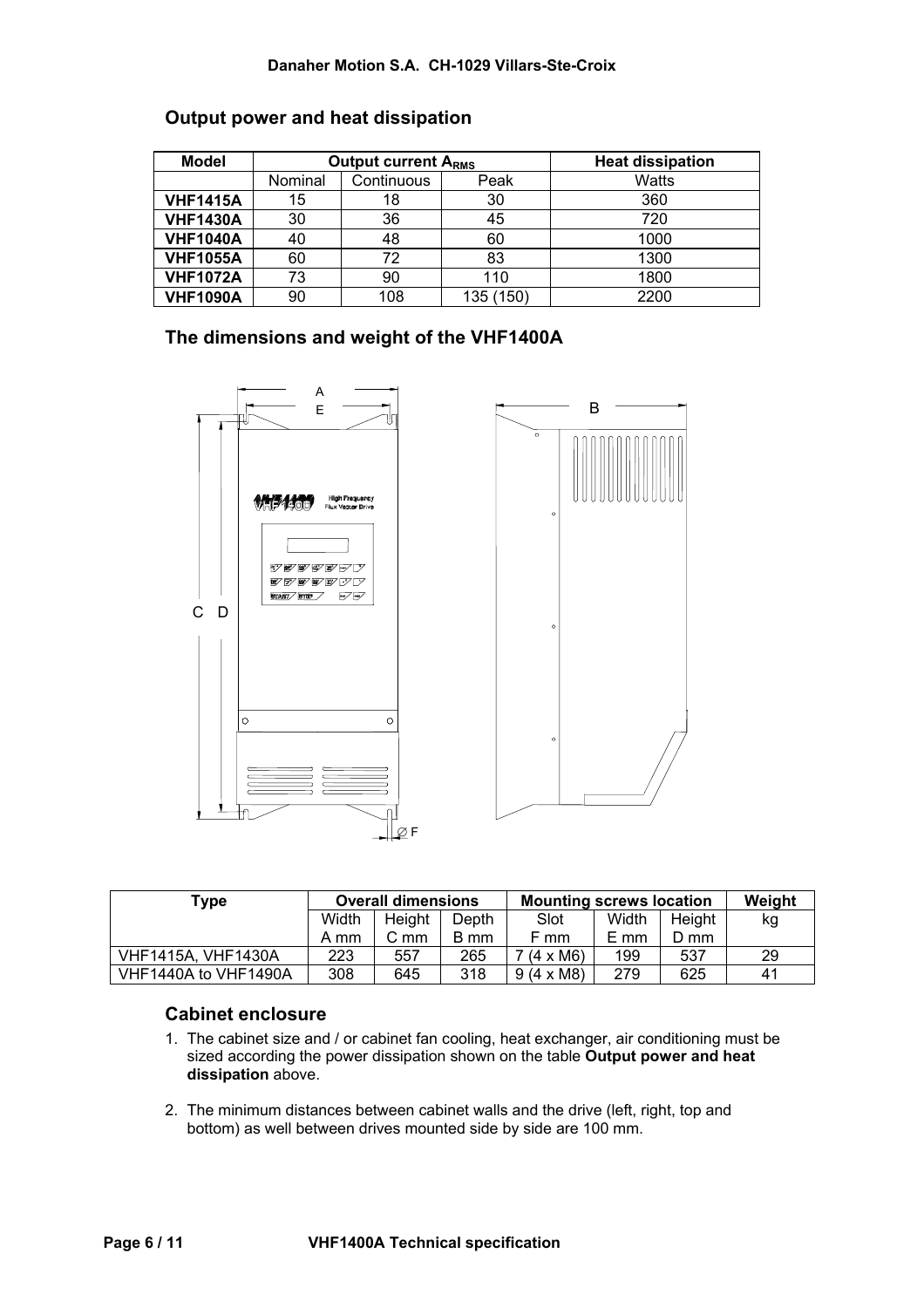## Output power and heat dissipation

| Model | Output current $A_{RMS}$ | | | Heat dissipation |
|---|---|---|---|---|
| | Nominal | Continuous | Peak | Watts |
| **VHF1415A** | 15 | 18 | 30 | 360 |
| **VHF1430A** | 30 | 36 | 45 | 720 |
| **VHF1040A** | 40 | 48 | 60 | 1000 |
| **VHF1055A** | 60 | 72 | 83 | 1300 |
| **VHF1072A** | 73 | 90 | 110 | 1800 |
| **VHF1090A** | 90 | 108 | 135 (150) | 2200 |

## The dimensions and weight of the VHF1400A

| Type | Overall dimensions | | | Mounting screws location | | | Weight |
|---|---|---|---|---|---|---|---|
| | Width<br>A mm | Height<br>C mm | Depth<br>B mm | Slot<br>F mm | Width<br>E mm | Height<br>D mm | kg |
| VHF1415A, VHF1430A | 223 | 557 | 265 | 7 (4 x M6) | 199 | 537 | 29 |
| VHF1440A to VHF1490A | 308 | 645 | 318 | 9 (4 x M8) | 279 | 625 | 41 |

## Cabinet enclosure

1. The cabinet size and / or cabinet fan cooling, heat exchanger, air conditioning must be sized according the power dissipation shown on the table **Output power and heat dissipation** above.

2. The minimum distances between cabinet walls and the drive (left, right, top and bottom) as well between drives mounted side by side are 100 mm.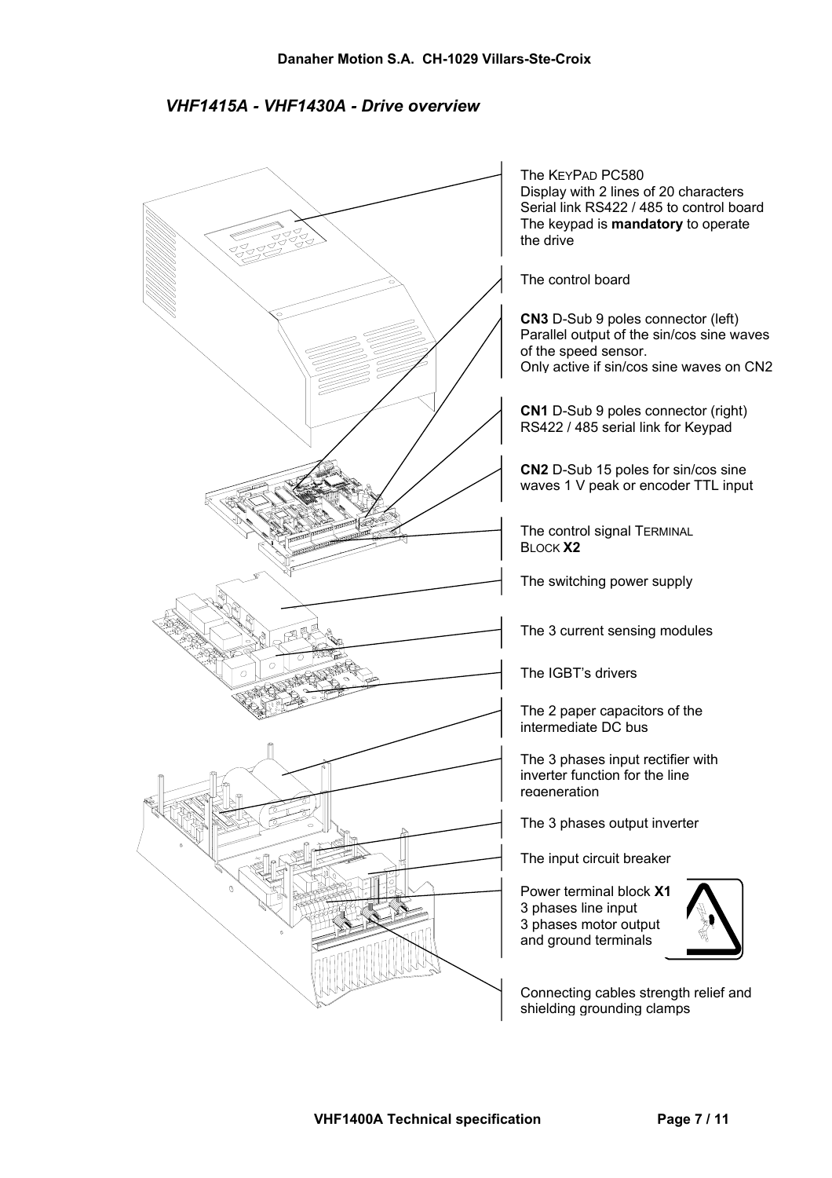*VHF1415A - VHF1430A - Drive overview*

The KEYPAD PC580
Display with 2 lines of 20 characters
Serial link RS422 / 485 to control board
The keypad is **mandatory** to operate the drive

The control board

**CN3** D-Sub 9 poles connector (left)
Parallel output of the sin/cos sine waves of the speed sensor.
Only active if sin/cos sine waves on CN2

**CN1** D-Sub 9 poles connector (right)
RS422 / 485 serial link for Keypad

**CN2** D-Sub 15 poles for sin/cos sine waves 1 V peak or encoder TTL input

The control signal TERMINAL BLOCK **X2**

The switching power supply

The 3 current sensing modules

The IGBT's drivers

The 2 paper capacitors of the intermediate DC bus

The 3 phases input rectifier with inverter function for the line regeneration

The 3 phases output inverter

The input circuit breaker

Power terminal block **X1**
3 phases line input
3 phases motor output
and ground terminals

Connecting cables strength relief and shielding grounding clamps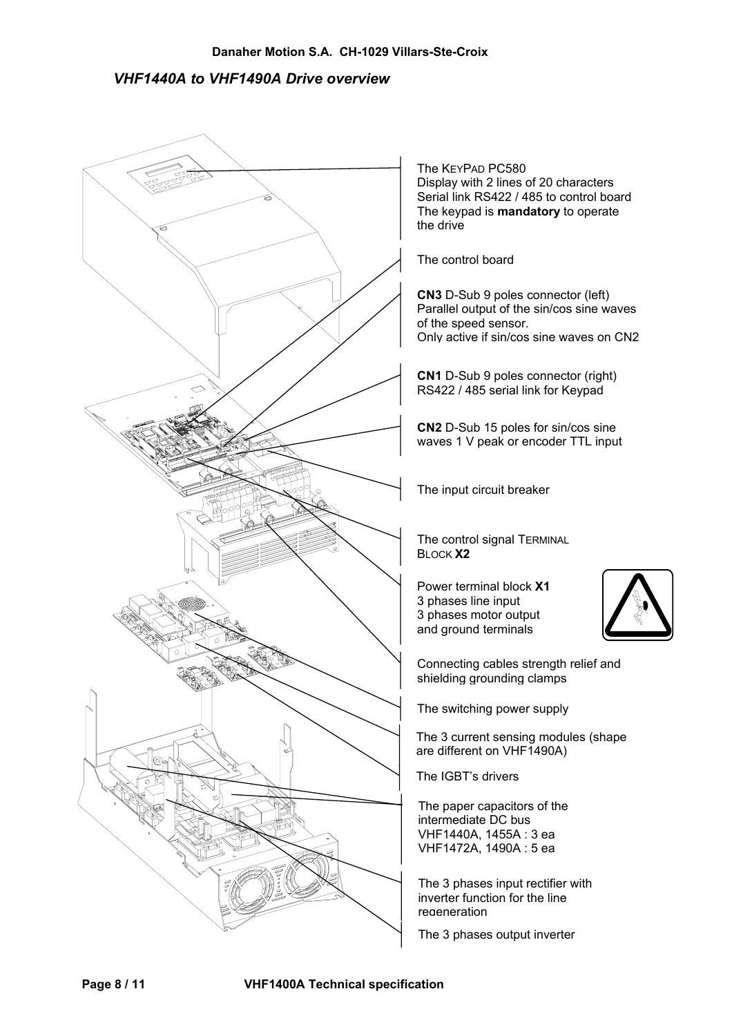## *VHF1440A to VHF1490A Drive overview*

The KEYPAD PC580
Display with 2 lines of 20 characters
Serial link RS422 / 485 to control board
The keypad is **mandatory** to operate the drive

The control board

**CN3** D-Sub 9 poles connector (left)
Parallel output of the sin/cos sine waves of the speed sensor.
Only active if sin/cos sine waves on CN2

**CN1** D-Sub 9 poles connector (right)
RS422 / 485 serial link for Keypad

**CN2** D-Sub 15 poles for sin/cos sine waves 1 V peak or encoder TTL input

The input circuit breaker

The control signal TERMINAL BLOCK **X2**

Power terminal block **X1**
3 phases line input
3 phases motor output
and ground terminals

Connecting cables strength relief and shielding grounding clamps

The switching power supply

The 3 current sensing modules (shape are different on VHF1490A)

The IGBT's drivers

The paper capacitors of the intermediate DC bus
VHF1440A, 1455A : 3 ea
VHF1472A, 1490A : 5 ea

The 3 phases input rectifier with inverter function for the line regeneration

The 3 phases output inverter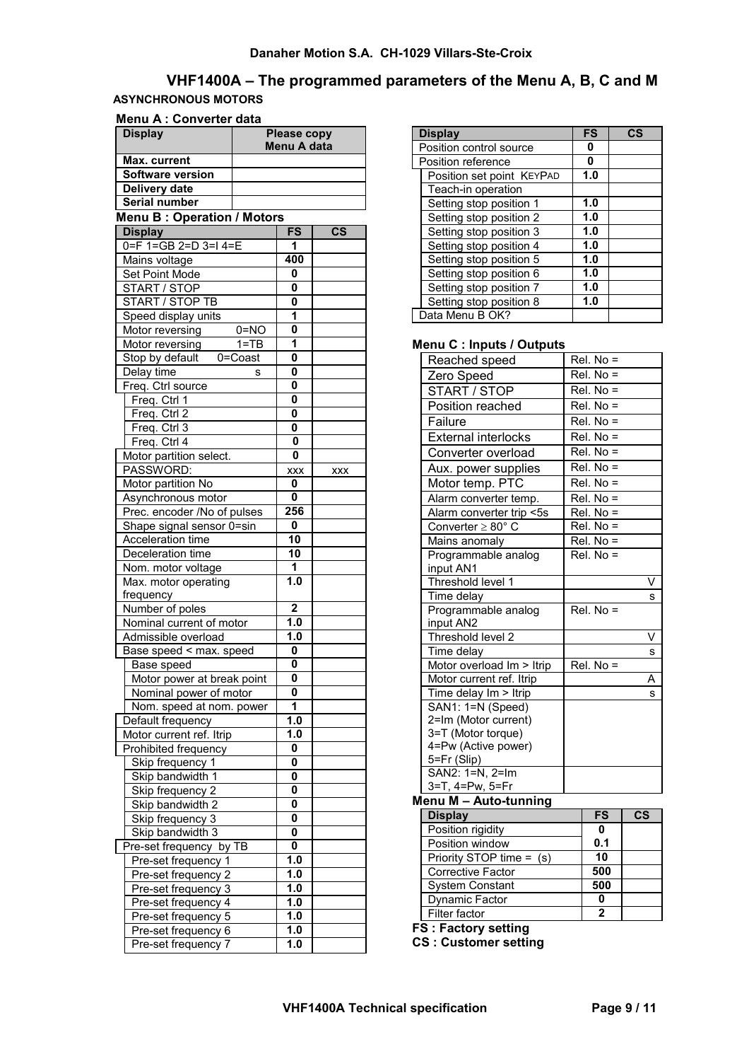**Danaher Motion S.A. CH-1029 Villars-Ste-Croix**

# VHF1400A – The programmed parameters of the Menu A, B, C and M

**ASYNCHRONOUS MOTORS**

### Menu A : Converter data

| Display | Please copy Menu A data |
|---|---|
| **Max. current** | |
| **Software version** | |
| **Delivery date** | |
| **Serial number** | |

### Menu B : Operation / Motors

| Display | FS | CS |
|---|---|---|
| 0=F 1=GB 2=D 3=I 4=E | 1 | |
| Mains voltage | 400 | |
| Set Point Mode | 0 | |
| START / STOP | 0 | |
| START / STOP TB | 0 | |
| Speed display units | 1 | |
| Motor reversing 0=NO | 0 | |
| Motor reversing 1=TB | 1 | |
| Stop by default 0=Coast | 0 | |
| Delay time s | 0 | |
| Freq. Ctrl source | 0 | |
| Freq. Ctrl 1 | 0 | |
| Freq. Ctrl 2 | 0 | |
| Freq. Ctrl 3 | 0 | |
| Freq. Ctrl 4 | 0 | |
| Motor partition select. | 0 | |
| PASSWORD: | xxx | xxx |
| Motor partition No | 0 | |
| Asynchronous motor | 0 | |
| Prec. encoder /No of pulses | 256 | |
| Shape signal sensor 0=sin | 0 | |
| Acceleration time | 10 | |
| Deceleration time | 10 | |
| Nom. motor voltage | 1 | |
| Max. motor operating frequency | 1.0 | |
| Number of poles | 2 | |
| Nominal current of motor | 1.0 | |
| Admissible overload | 1.0 | |
| Base speed < max. speed | 0 | |
| Base speed | 0 | |
| Motor power at break point | 0 | |
| Nominal power of motor | 0 | |
| Nom. speed at nom. power | 1 | |
| Default frequency | 1.0 | |
| Motor current ref. Itrip | 1.0 | |
| Prohibited frequency | 0 | |
| Skip frequency 1 | 0 | |
| Skip bandwidth 1 | 0 | |
| Skip frequency 2 | 0 | |
| Skip bandwidth 2 | 0 | |
| Skip frequency 3 | 0 | |
| Skip bandwidth 3 | 0 | |
| Pre-set frequency by TB | 0 | |
| Pre-set frequency 1 | 1.0 | |
| Pre-set frequency 2 | 1.0 | |
| Pre-set frequency 3 | 1.0 | |
| Pre-set frequency 4 | 1.0 | |
| Pre-set frequency 5 | 1.0 | |
| Pre-set frequency 6 | 1.0 | |
| Pre-set frequency 7 | 1.0 | |
| Position control source | 0 | |
| Position reference | 0 | |
| Position set point KEYPAD | 1.0 | |
| Teach-in operation | | |
| Setting stop position 1 | 1.0 | |
| Setting stop position 2 | 1.0 | |
| Setting stop position 3 | 1.0 | |
| Setting stop position 4 | 1.0 | |
| Setting stop position 5 | 1.0 | |
| Setting stop position 6 | 1.0 | |
| Setting stop position 7 | 1.0 | |
| Setting stop position 8 | 1.0 | |
| Data Menu B OK? | | |

### Menu C : Inputs / Outputs

| Display | Setting |
|---|---|
| Reached speed | Rel. No = |
| Zero Speed | Rel. No = |
| START / STOP | Rel. No = |
| Position reached | Rel. No = |
| Failure | Rel. No = |
| External interlocks | Rel. No = |
| Converter overload | Rel. No = |
| Aux. power supplies | Rel. No = |
| Motor temp. PTC | Rel. No = |
| Alarm converter temp. | Rel. No = |
| Alarm converter trip <5s | Rel. No = |
| Converter ≥ 80° C | Rel. No = |
| Mains anomaly | Rel. No = |
| Programmable analog input AN1 | Rel. No = |
| Threshold level 1 | V |
| Time delay | s |
| Programmable analog input AN2 | Rel. No = |
| Threshold level 2 | V |
| Time delay | s |
| Motor overload Im > Itrip | Rel. No = |
| Motor current ref. Itrip | A |
| Time delay Im > Itrip | s |
| SAN1: 1=N (Speed) 2=Im (Motor current) 3=T (Motor torque) 4=Pw (Active power) 5=Fr (Slip) | |
| SAN2: 1=N, 2=Im 3=T, 4=Pw, 5=Fr | |

### Menu M – Auto-tunning

| Display | FS | CS |
|---|---|---|
| Position rigidity | 0 | |
| Position window | 0.1 | |
| Priority STOP time = (s) | 10 | |
| Corrective Factor | 500 | |
| System Constant | 500 | |
| Dynamic Factor | 0 | |
| Filter factor | 2 | |

**FS : Factory setting**
**CS : Customer setting**

**VHF1400A Technical specification**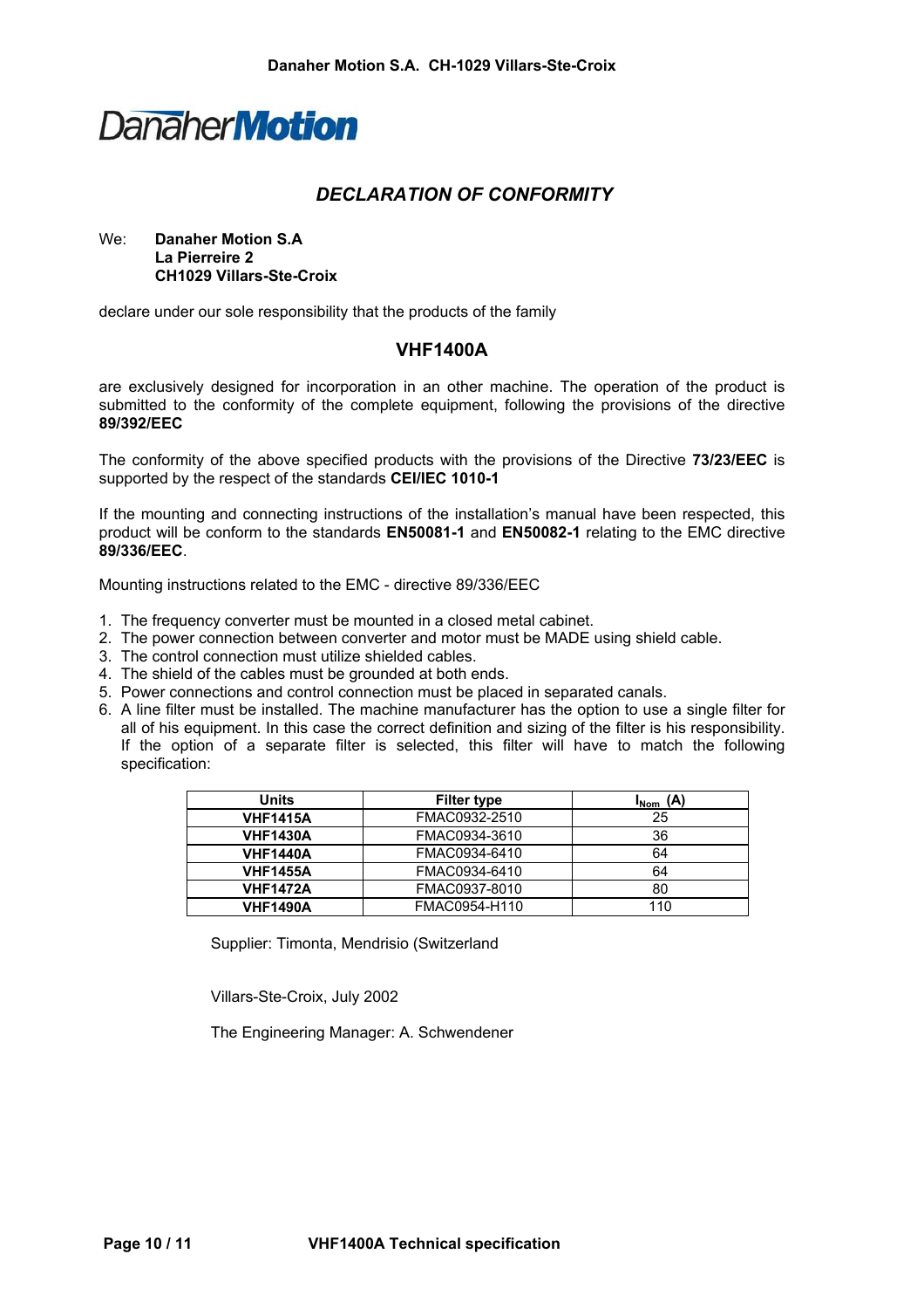**Danaher Motion S.A. CH-1029 Villars-Ste-Croix**

DanaherMotion

## *DECLARATION OF CONFORMITY*

We: **Danaher Motion S.A**
**La Pierreire 2**
**CH1029 Villars-Ste-Croix**

declare under our sole responsibility that the products of the family

### VHF1400A

are exclusively designed for incorporation in an other machine. The operation of the product is submitted to the conformity of the complete equipment, following the provisions of the directive **89/392/EEC**

The conformity of the above specified products with the provisions of the Directive **73/23/EEC** is supported by the respect of the standards **CEI/IEC 1010-1**

If the mounting and connecting instructions of the installation's manual have been respected, this product will be conform to the standards **EN50081-1** and **EN50082-1** relating to the EMC directive **89/336/EEC**.

Mounting instructions related to the EMC - directive 89/336/EEC

1. The frequency converter must be mounted in a closed metal cabinet.
2. The power connection between converter and motor must be MADE using shield cable.
3. The control connection must utilize shielded cables.
4. The shield of the cables must be grounded at both ends.
5. Power connections and control connection must be placed in separated canals.
6. A line filter must be installed. The machine manufacturer has the option to use a single filter for all of his equipment. In this case the correct definition and sizing of the filter is his responsibility. If the option of a separate filter is selected, this filter will have to match the following specification:

| Units | Filter type | $I_{Nom}$ (A) |
|---|---|---|
| **VHF1415A** | FMAC0932-2510 | 25 |
| **VHF1430A** | FMAC0934-3610 | 36 |
| **VHF1440A** | FMAC0934-6410 | 64 |
| **VHF1455A** | FMAC0934-6410 | 64 |
| **VHF1472A** | FMAC0937-8010 | 80 |
| **VHF1490A** | FMAC0954-H110 | 110 |

Supplier: Timonta, Mendrisio (Switzerland

Villars-Ste-Croix, July 2002

The Engineering Manager: A. Schwendener